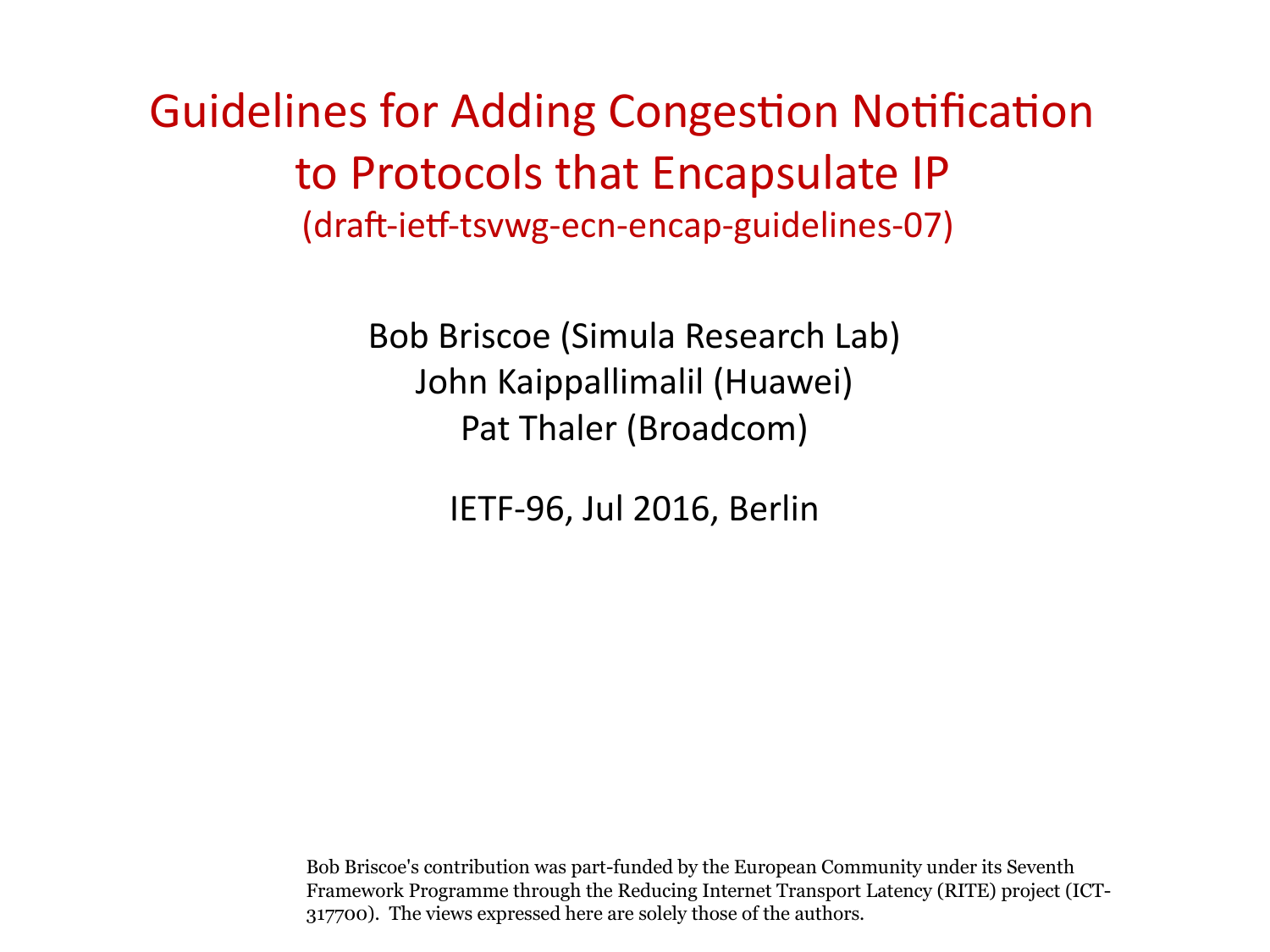# Guidelines for Adding Congestion Notification to Protocols that Encapsulate IP

(draft-ietf-tsvwg-ecn-encap-guidelines-07)

Bob Briscoe (Simula Research Lab)
John Kaippallimalil (Huawei)
Pat Thaler (Broadcom)

IETF-96, Jul 2016, Berlin

Bob Briscoe's contribution was part-funded by the European Community under its Seventh Framework Programme through the Reducing Internet Transport Latency (RITE) project (ICT-317700). The views expressed here are solely those of the authors.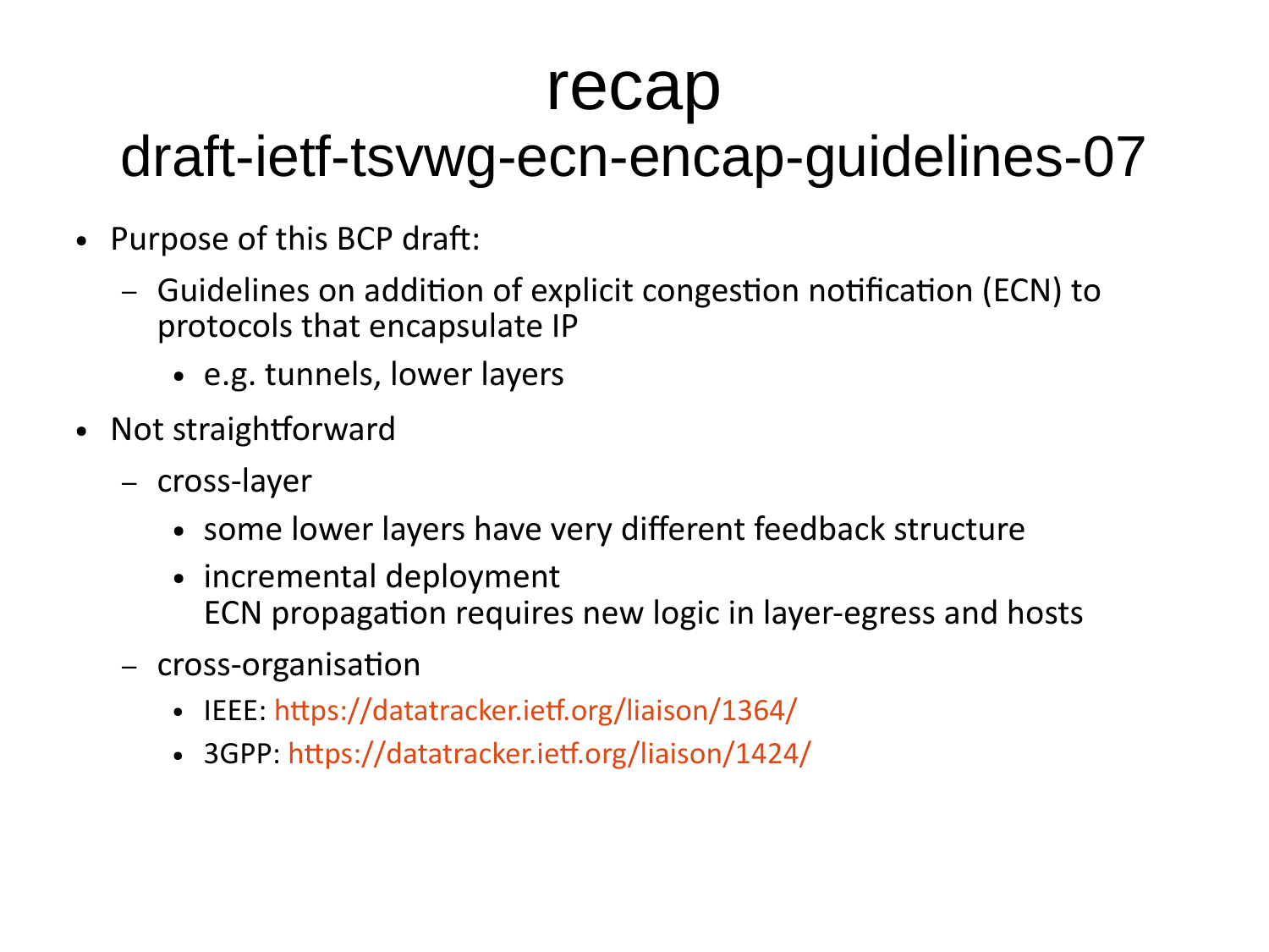# recap

## draft-ietf-tsvwg-ecn-encap-guidelines-07

- Purpose of this BCP draft:
  - Guidelines on addition of explicit congestion notification (ECN) to protocols that encapsulate IP
    - e.g. tunnels, lower layers
- Not straightforward
  - cross-layer
    - some lower layers have very different feedback structure
    - incremental deployment
      ECN propagation requires new logic in layer-egress and hosts
  - cross-organisation
    - IEEE: https://datatracker.ietf.org/liaison/1364/
    - 3GPP: https://datatracker.ietf.org/liaison/1424/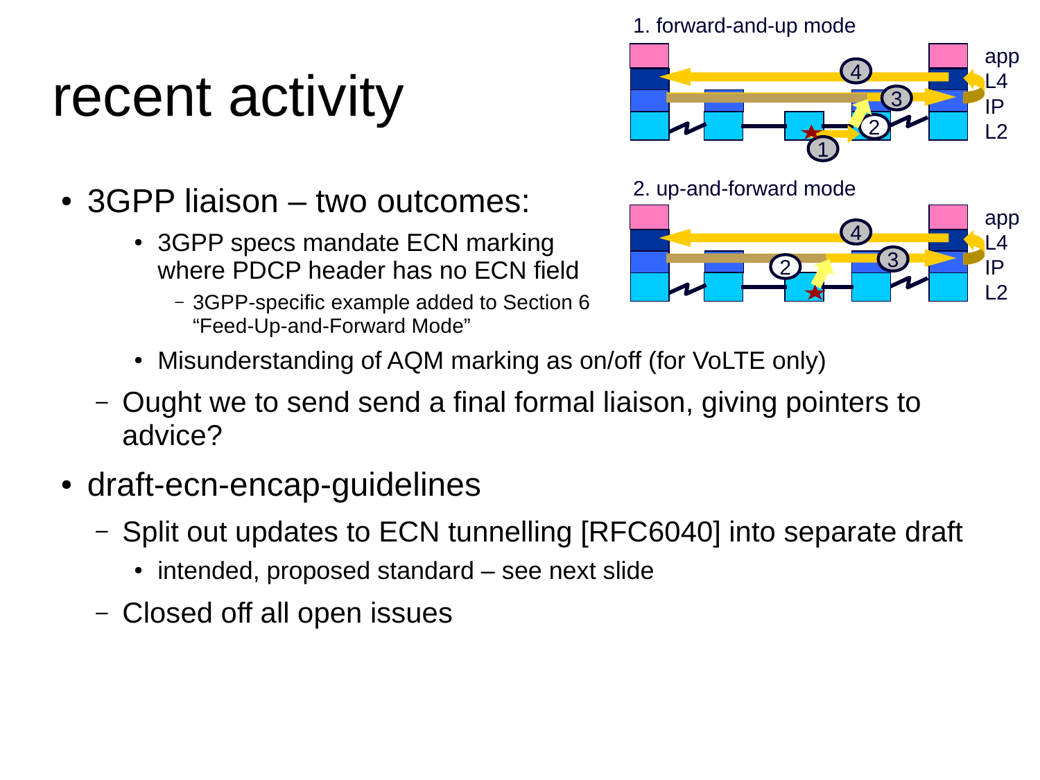# recent activity

1. forward-and-up mode

app
L4
IP
L2

1
2
3
4

2. up-and-forward mode

app
L4
IP
L2

2
3
4

- 3GPP liaison – two outcomes:
  - 3GPP specs mandate ECN marking where PDCP header has no ECN field
    - 3GPP-specific example added to Section 6 “Feed-Up-and-Forward Mode”
  - Misunderstanding of AQM marking as on/off (for VoLTE only)
  - Ought we to send send a final formal liaison, giving pointers to advice?
- draft-ecn-encap-guidelines
  - Split out updates to ECN tunnelling [RFC6040] into separate draft
    - intended, proposed standard – see next slide
  - Closed off all open issues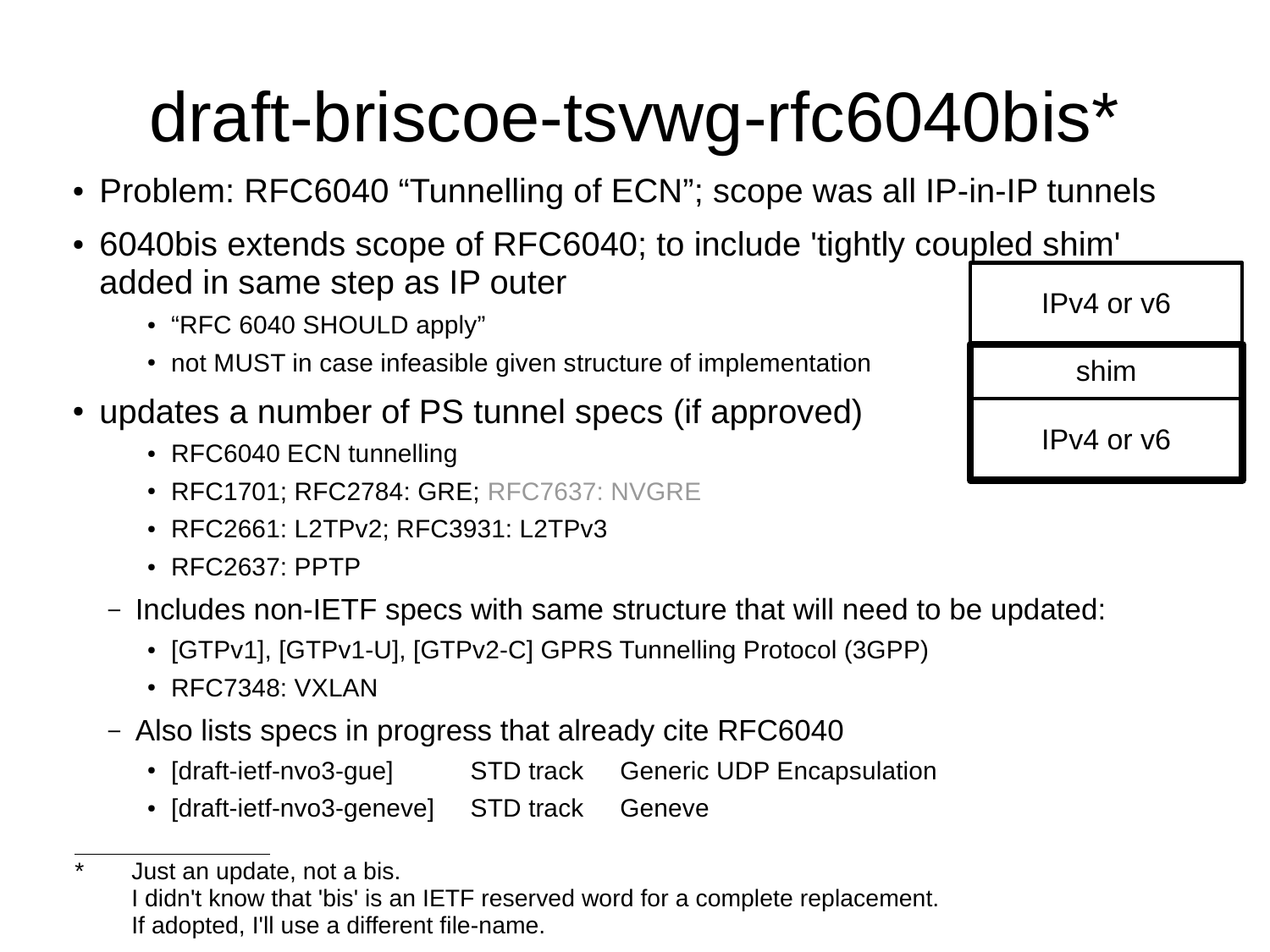# draft-briscoe-tsvwg-rfc6040bis*

- Problem: RFC6040 “Tunnelling of ECN”; scope was all IP-in-IP tunnels
- 6040bis extends scope of RFC6040; to include 'tightly coupled shim' added in same step as IP outer
  - “RFC 6040 SHOULD apply”
  - not MUST in case infeasible given structure of implementation
- updates a number of PS tunnel specs (if approved)
  - RFC6040 ECN tunnelling
  - RFC1701; RFC2784: GRE; RFC7637: NVGRE
  - RFC2661: L2TPv2; RFC3931: L2TPv3
  - RFC2637: PPTP
  - Includes non-IETF specs with same structure that will need to be updated:
    - [GTPv1], [GTPv1-U], [GTPv2-C] GPRS Tunnelling Protocol (3GPP)
    - RFC7348: VXLAN
  - Also lists specs in progress that already cite RFC6040
    - [draft-ietf-nvo3-gue] STD track Generic UDP Encapsulation
    - [draft-ietf-nvo3-geneve] STD track Geneve

IPv4 or v6

shim

IPv4 or v6

---

\* Just an update, not a bis.
I didn't know that 'bis' is an IETF reserved word for a complete replacement.
If adopted, I'll use a different file-name.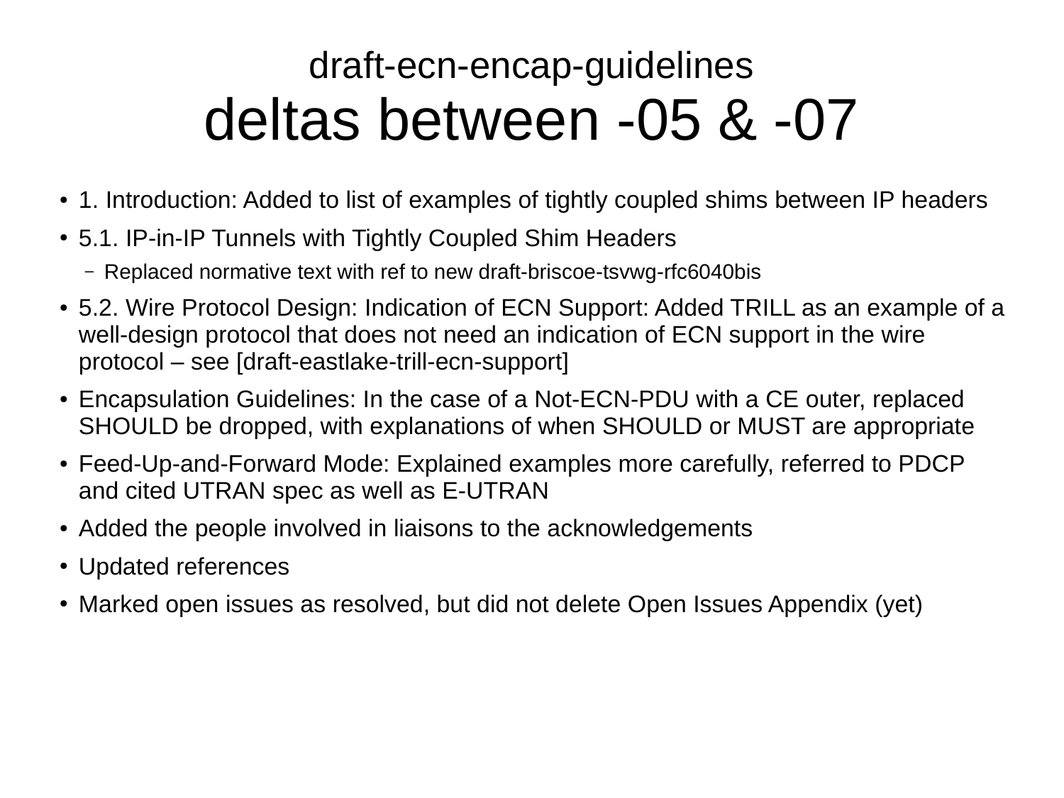# draft-ecn-encap-guidelines
# deltas between -05 & -07

- 1. Introduction: Added to list of examples of tightly coupled shims between IP headers
- 5.1. IP-in-IP Tunnels with Tightly Coupled Shim Headers
  - Replaced normative text with ref to new draft-briscoe-tsvwg-rfc6040bis
- 5.2. Wire Protocol Design: Indication of ECN Support: Added TRILL as an example of a well-design protocol that does not need an indication of ECN support in the wire protocol – see [draft-eastlake-trill-ecn-support]
- Encapsulation Guidelines: In the case of a Not-ECN-PDU with a CE outer, replaced SHOULD be dropped, with explanations of when SHOULD or MUST are appropriate
- Feed-Up-and-Forward Mode: Explained examples more carefully, referred to PDCP and cited UTRAN spec as well as E-UTRAN
- Added the people involved in liaisons to the acknowledgements
- Updated references
- Marked open issues as resolved, but did not delete Open Issues Appendix (yet)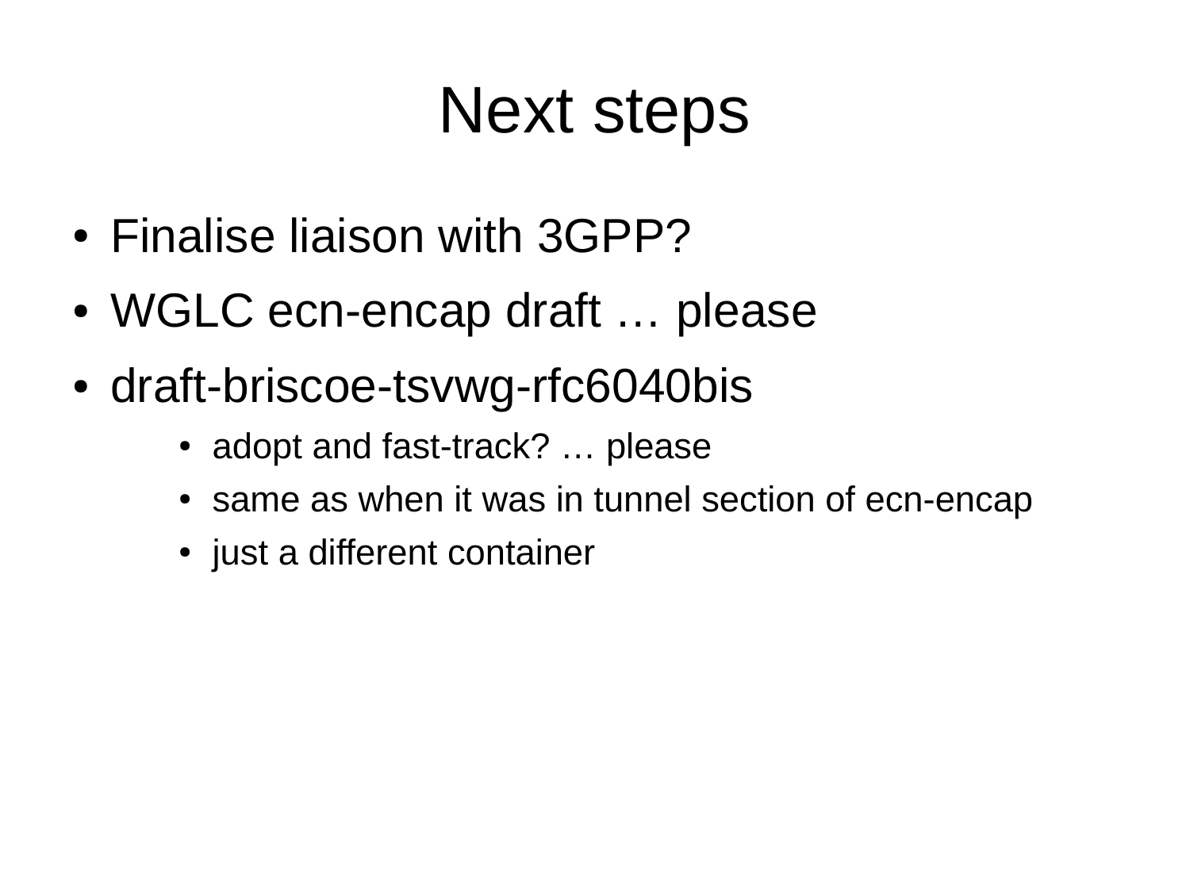# Next steps

- Finalise liaison with 3GPP?
- WGLC ecn-encap draft … please
- draft-briscoe-tsvwg-rfc6040bis
  - adopt and fast-track? … please
  - same as when it was in tunnel section of ecn-encap
  - just a different container